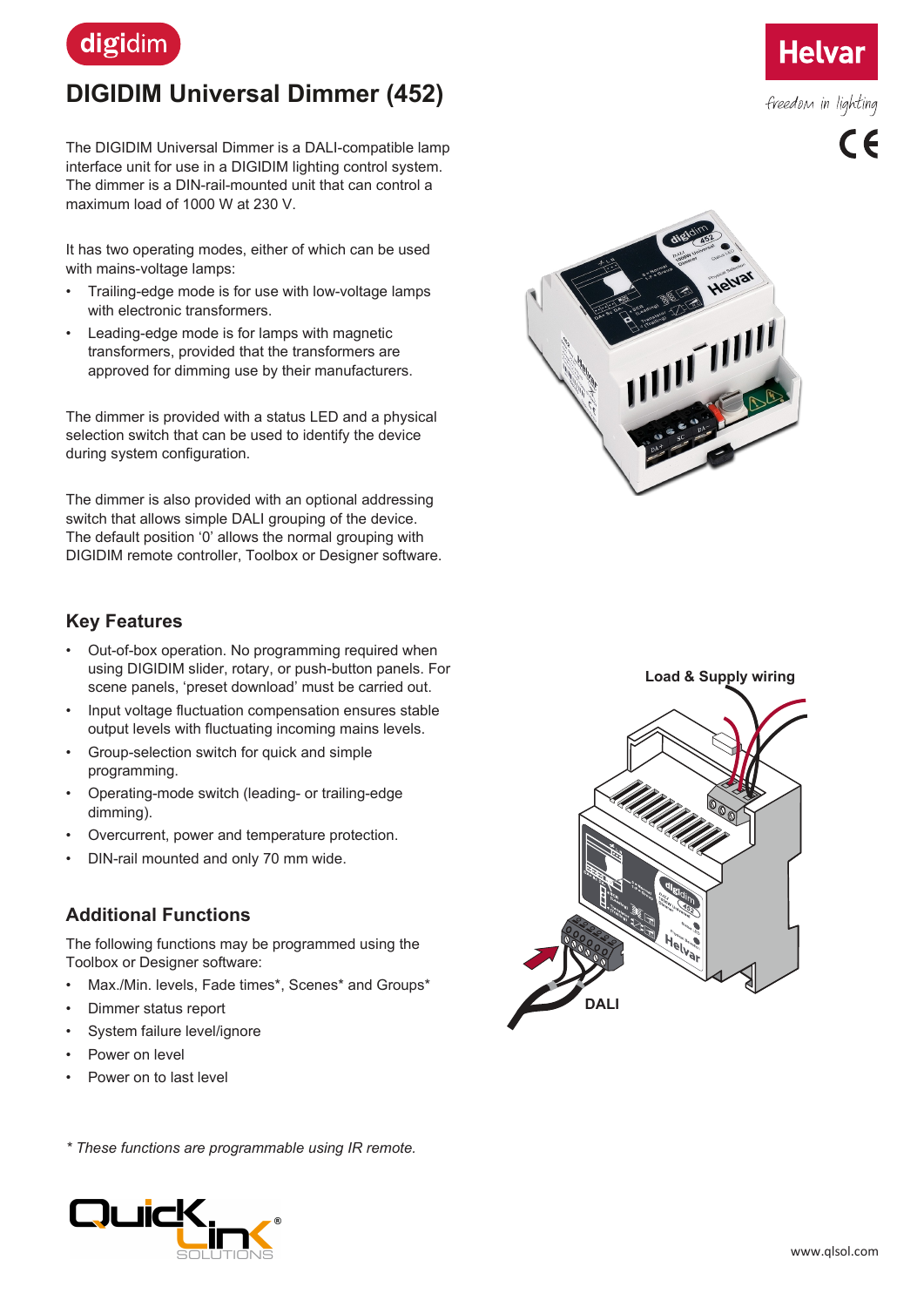# DIGIDIM Universal Dimmer (452)

The DIGIDIM Universal Dimmer is a DALI-compatible lamp interface unit for use in a DIGIDIM lighting control system. The dimmer is a DIN-rail-mounted unit that can control a maximum load of 1000 W at 230 V.

It has two operating modes, either of which can be used with mains-voltage lamps:

- Trailing-edge mode is for use with low-voltage lamps with electronic transformers.
- Leading-edge mode is for lamps with magnetic transformers, provided that the transformers are approved for dimming use by their manufacturers.

The dimmer is provided with a status LED and a physical selection switch that can be used to identify the device during system configuration.

The dimmer is also provided with an optional addressing switch that allows simple DALI grouping of the device. The default position '0' allows the normal grouping with DIGIDIM remote controller, Toolbox or Designer software.

Load & Supply wiring

DALI

## Key Features

- Out-of-box operation. No programming required when using DIGIDIM slider, rotary, or push-button panels. For scene panels, 'preset download' must be carried out.
- Input voltage fluctuation compensation ensures stable output levels with fluctuating incoming mains levels.
- Group-selection switch for quick and simple programming.
- Operating-mode switch (leading- or trailing-edge dimming).
- Overcurrent, power and temperature protection.
- DIN-rail mounted and only 70 mm wide.

## Additional Functions

The following functions may be programmed using the Toolbox or Designer software:

- Max./Min. levels, Fade times*, Scenes* and Groups*
- Dimmer status report
- System failure level/ignore
- Power on level
- Power on to last level

*\* These functions are programmable using IR remote.*

www.qlsol.com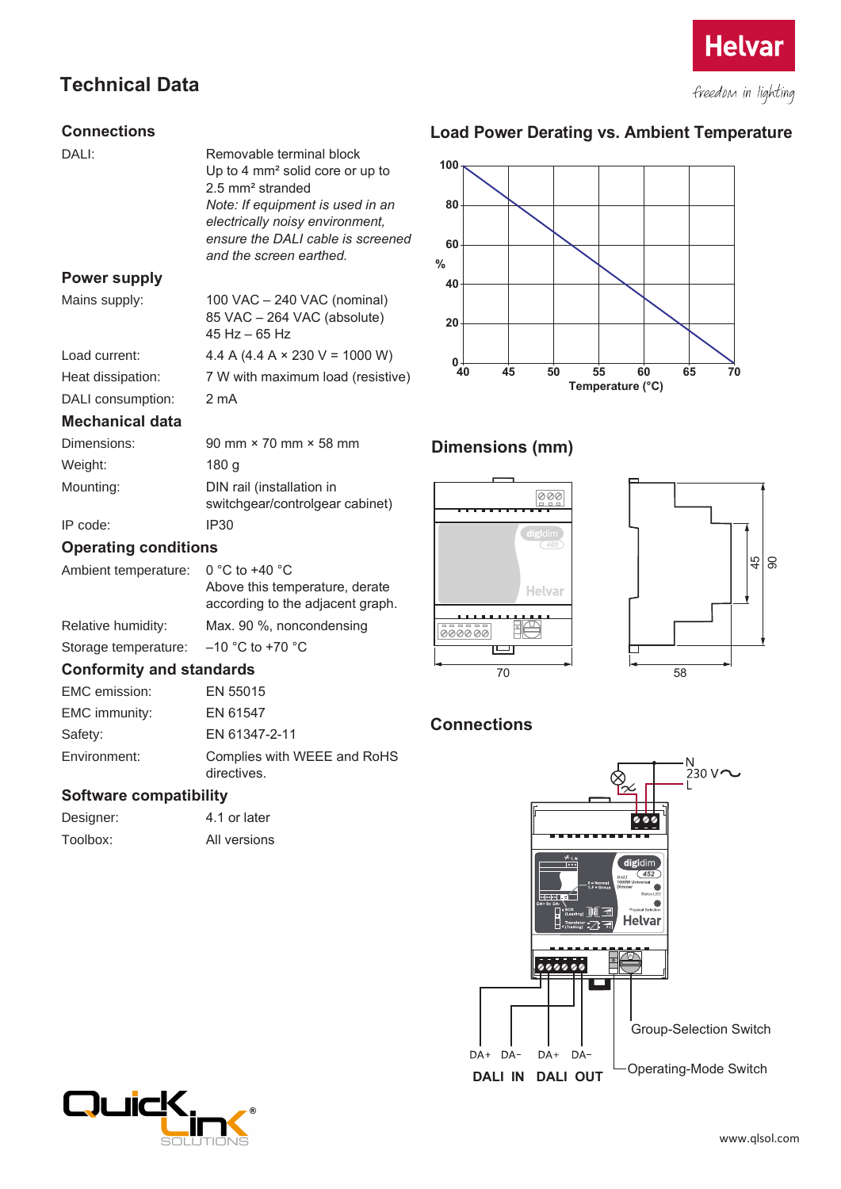# Technical Data

## Connections

| | |
|---|---|
| DALI: | Removable terminal block<br>Up to 4 mm² solid core or up to 2.5 mm² stranded<br>*Note: If equipment is used in an electrically noisy environment, ensure the DALI cable is screened and the screen earthed.* |

## Power supply

| | |
|---|---|
| Mains supply: | 100 VAC – 240 VAC (nominal)<br>85 VAC – 264 VAC (absolute)<br>45 Hz – 65 Hz |
| Load current: | 4.4 A (4.4 A × 230 V = 1000 W) |
| Heat dissipation: | 7 W with maximum load (resistive) |
| DALI consumption: | 2 mA |

## Mechanical data

| | |
|---|---|
| Dimensions: | 90 mm × 70 mm × 58 mm |
| Weight: | 180 g |
| Mounting: | DIN rail (installation in switchgear/controlgear cabinet) |
| IP code: | IP30 |

## Operating conditions

| | |
|---|---|
| Ambient temperature: | 0 °C to +40 °C<br>Above this temperature, derate according to the adjacent graph. |
| Relative humidity: | Max. 90 %, noncondensing |
| Storage temperature: | –10 °C to +70 °C |

## Conformity and standards

| | |
|---|---|
| EMC emission: | EN 55015 |
| EMC immunity: | EN 61547 |
| Safety: | EN 61347-2-11 |
| Environment: | Complies with WEEE and RoHS directives. |

## Software compatibility

| | |
|---|---|
| Designer: | 4.1 or later |
| Toolbox: | All versions |

## Load Power Derating vs. Ambient Temperature

%
100
80
60
40
20
0
40 45 50 55 60 65 70
Temperature (°C)

## Dimensions (mm)

70
58
45
90

## Connections

N
230 V
L

Group-Selection Switch

Operating-Mode Switch

DA+ DA– DA+ DA–

**DALI IN DALI OUT**

www.qlsol.com